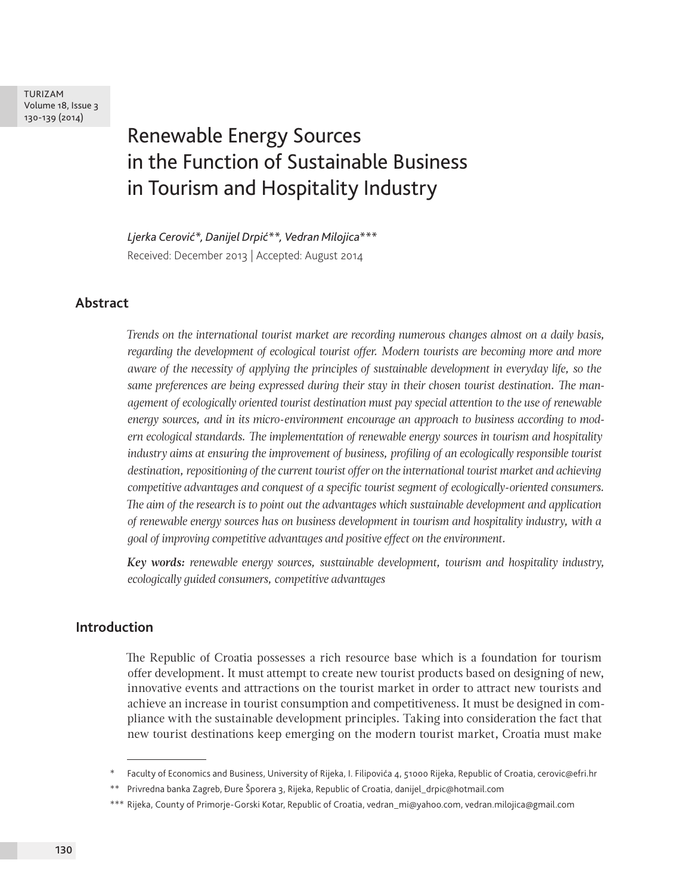# Renewable Energy Sources in the Function of Sustainable Business in Tourism and Hospitality Industry

*Ljerka Cerović*, Danijel Drpić**, Vedran Milojica****

Received: December 2013 | Accepted: August 2014

## Abstract

*Trends on the international tourist market are recording numerous changes almost on a daily basis, regarding the development of ecological tourist offer. Modern tourists are becoming more and more aware of the necessity of applying the principles of sustainable development in everyday life, so the same preferences are being expressed during their stay in their chosen tourist destination. The management of ecologically oriented tourist destination must pay special attention to the use of renewable energy sources, and in its micro-environment encourage an approach to business according to modern ecological standards. The implementation of renewable energy sources in tourism and hospitality industry aims at ensuring the improvement of business, profiling of an ecologically responsible tourist destination, repositioning of the current tourist offer on the international tourist market and achieving competitive advantages and conquest of a specific tourist segment of ecologically-oriented consumers. The aim of the research is to point out the advantages which sustainable development and application of renewable energy sources has on business development in tourism and hospitality industry, with a goal of improving competitive advantages and positive effect on the environment.*

***Key words:*** *renewable energy sources, sustainable development, tourism and hospitality industry, ecologically guided consumers, competitive advantages*

## Introduction

The Republic of Croatia possesses a rich resource base which is a foundation for tourism offer development. It must attempt to create new tourist products based on designing of new, innovative events and attractions on the tourist market in order to attract new tourists and achieve an increase in tourist consumption and competitiveness. It must be designed in compliance with the sustainable development principles. Taking into consideration the fact that new tourist destinations keep emerging on the modern tourist market, Croatia must make

---

\* Faculty of Economics and Business, University of Rijeka, I. Filipovića 4, 51000 Rijeka, Republic of Croatia, cerovic@efri.hr

\*\* Privredna banka Zagreb, Đure Šporera 3, Rijeka, Republic of Croatia, danijel_drpic@hotmail.com

\*\*\* Rijeka, County of Primorje-Gorski Kotar, Republic of Croatia, vedran_mi@yahoo.com, vedran.milojica@gmail.com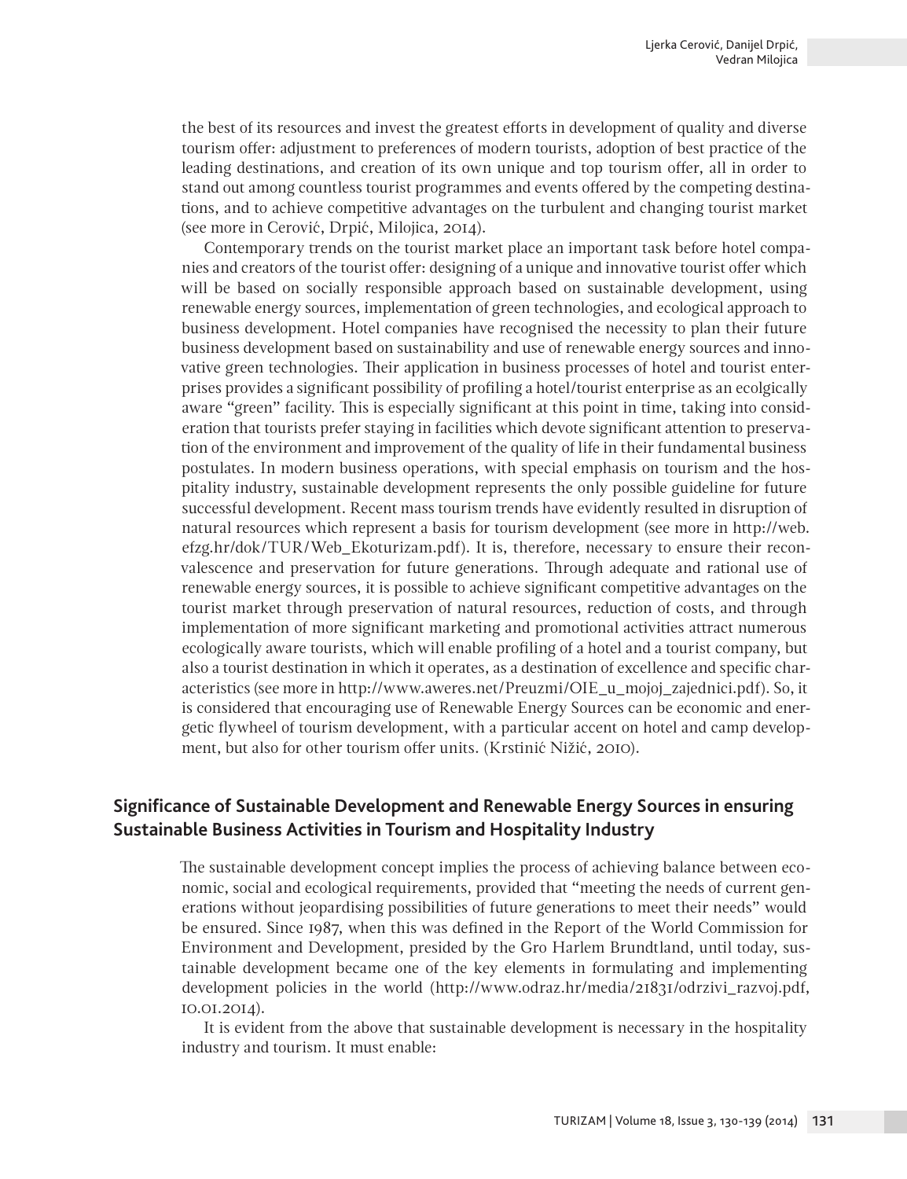the best of its resources and invest the greatest efforts in development of quality and diverse tourism offer: adjustment to preferences of modern tourists, adoption of best practice of the leading destinations, and creation of its own unique and top tourism offer, all in order to stand out among countless tourist programmes and events offered by the competing destinations, and to achieve competitive advantages on the turbulent and changing tourist market (see more in Cerović, Drpić, Milojica, 2014).

Contemporary trends on the tourist market place an important task before hotel companies and creators of the tourist offer: designing of a unique and innovative tourist offer which will be based on socially responsible approach based on sustainable development, using renewable energy sources, implementation of green technologies, and ecological approach to business development. Hotel companies have recognised the necessity to plan their future business development based on sustainability and use of renewable energy sources and innovative green technologies. Their application in business processes of hotel and tourist enterprises provides a significant possibility of profiling a hotel/tourist enterprise as an ecolgically aware "green" facility. This is especially significant at this point in time, taking into consideration that tourists prefer staying in facilities which devote significant attention to preservation of the environment and improvement of the quality of life in their fundamental business postulates. In modern business operations, with special emphasis on tourism and the hospitality industry, sustainable development represents the only possible guideline for future successful development. Recent mass tourism trends have evidently resulted in disruption of natural resources which represent a basis for tourism development (see more in http://web.efzg.hr/dok/TUR/Web_Ekoturizam.pdf). It is, therefore, necessary to ensure their reconvalescence and preservation for future generations. Through adequate and rational use of renewable energy sources, it is possible to achieve significant competitive advantages on the tourist market through preservation of natural resources, reduction of costs, and through implementation of more significant marketing and promotional activities attract numerous ecologically aware tourists, which will enable profiling of a hotel and a tourist company, but also a tourist destination in which it operates, as a destination of excellence and specific characteristics (see more in http://www.aweres.net/Preuzmi/OIE_u_mojoj_zajednici.pdf). So, it is considered that encouraging use of Renewable Energy Sources can be economic and energetic flywheel of tourism development, with a particular accent on hotel and camp development, but also for other tourism offer units. (Krstinić Nižić, 2010).

## Significance of Sustainable Development and Renewable Energy Sources in ensuring Sustainable Business Activities in Tourism and Hospitality Industry

The sustainable development concept implies the process of achieving balance between economic, social and ecological requirements, provided that "meeting the needs of current generations without jeopardising possibilities of future generations to meet their needs" would be ensured. Since 1987, when this was defined in the Report of the World Commission for Environment and Development, presided by the Gro Harlem Brundtland, until today, sustainable development became one of the key elements in formulating and implementing development policies in the world (http://www.odraz.hr/media/21831/odrzivi_razvoj.pdf, 10.01.2014).

It is evident from the above that sustainable development is necessary in the hospitality industry and tourism. It must enable: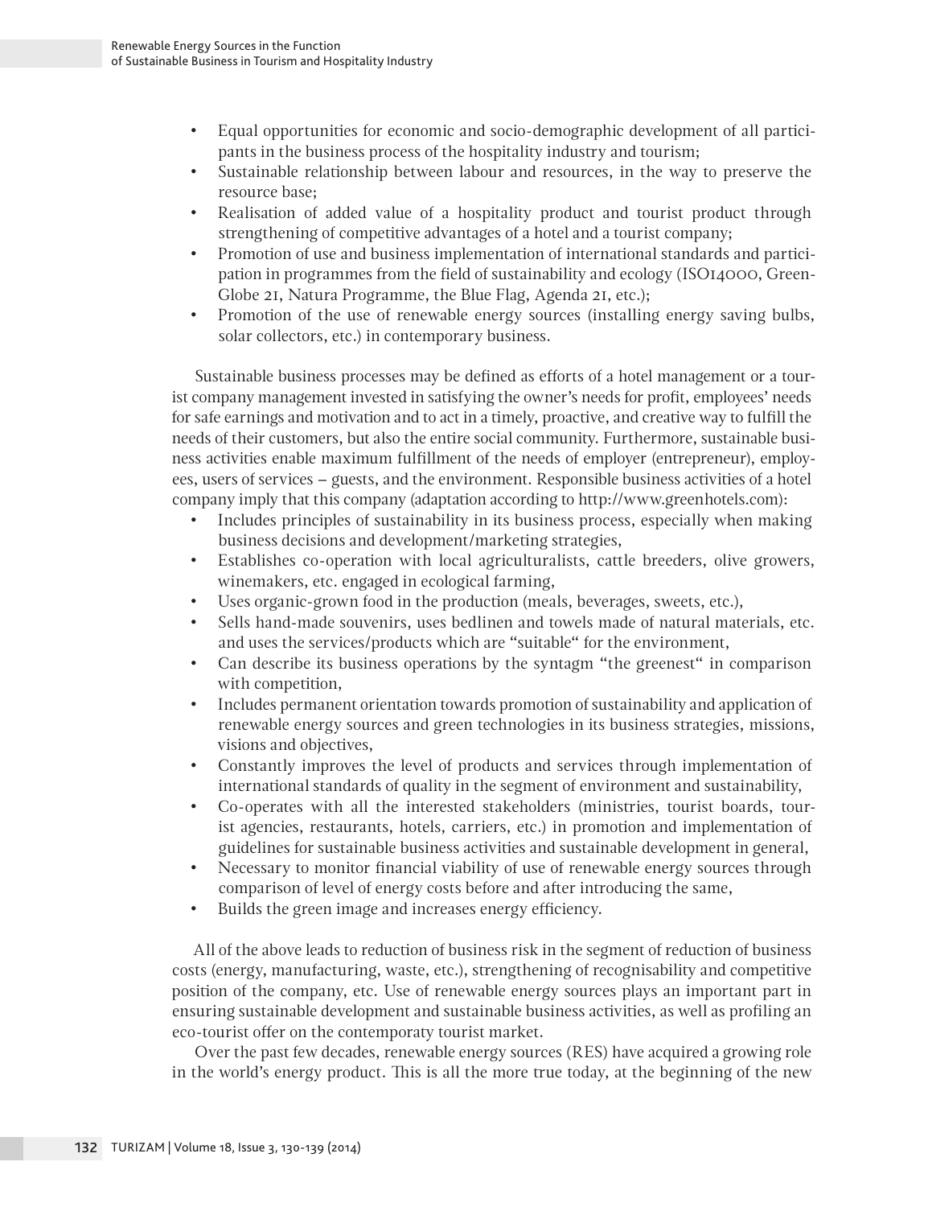- Equal opportunities for economic and socio-demographic development of all participants in the business process of the hospitality industry and tourism;
- Sustainable relationship between labour and resources, in the way to preserve the resource base;
- Realisation of added value of a hospitality product and tourist product through strengthening of competitive advantages of a hotel and a tourist company;
- Promotion of use and business implementation of international standards and participation in programmes from the field of sustainability and ecology (ISO14000, GreenGlobe 21, Natura Programme, the Blue Flag, Agenda 21, etc.);
- Promotion of the use of renewable energy sources (installing energy saving bulbs, solar collectors, etc.) in contemporary business.

Sustainable business processes may be defined as efforts of a hotel management or a tourist company management invested in satisfying the owner's needs for profit, employees' needs for safe earnings and motivation and to act in a timely, proactive, and creative way to fulfill the needs of their customers, but also the entire social community. Furthermore, sustainable business activities enable maximum fulfillment of the needs of employer (entrepreneur), employees, users of services – guests, and the environment. Responsible business activities of a hotel company imply that this company (adaptation according to http://www.greenhotels.com):

- Includes principles of sustainability in its business process, especially when making business decisions and development/marketing strategies,
- Establishes co-operation with local agriculturalists, cattle breeders, olive growers, winemakers, etc. engaged in ecological farming,
- Uses organic-grown food in the production (meals, beverages, sweets, etc.),
- Sells hand-made souvenirs, uses bedlinen and towels made of natural materials, etc. and uses the services/products which are "suitable" for the environment,
- Can describe its business operations by the syntagm "the greenest" in comparison with competition,
- Includes permanent orientation towards promotion of sustainability and application of renewable energy sources and green technologies in its business strategies, missions, visions and objectives,
- Constantly improves the level of products and services through implementation of international standards of quality in the segment of environment and sustainability,
- Co-operates with all the interested stakeholders (ministries, tourist boards, tourist agencies, restaurants, hotels, carriers, etc.) in promotion and implementation of guidelines for sustainable business activities and sustainable development in general,
- Necessary to monitor financial viability of use of renewable energy sources through comparison of level of energy costs before and after introducing the same,
- Builds the green image and increases energy efficiency.

All of the above leads to reduction of business risk in the segment of reduction of business costs (energy, manufacturing, waste, etc.), strengthening of recognisability and competitive position of the company, etc. Use of renewable energy sources plays an important part in ensuring sustainable development and sustainable business activities, as well as profiling an eco-tourist offer on the contemporaty tourist market.

Over the past few decades, renewable energy sources (RES) have acquired a growing role in the world's energy product. This is all the more true today, at the beginning of the new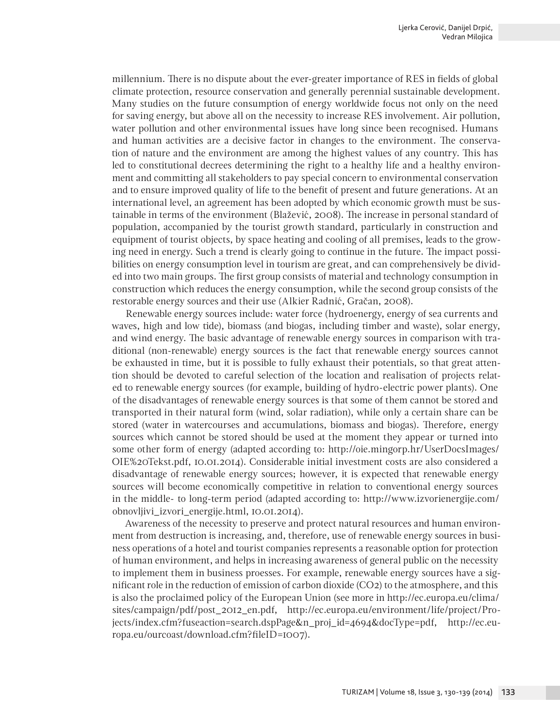millennium. There is no dispute about the ever-greater importance of RES in fields of global climate protection, resource conservation and generally perennial sustainable development. Many studies on the future consumption of energy worldwide focus not only on the need for saving energy, but above all on the necessity to increase RES involvement. Air pollution, water pollution and other environmental issues have long since been recognised. Humans and human activities are a decisive factor in changes to the environment. The conservation of nature and the environment are among the highest values of any country. This has led to constitutional decrees determining the right to a healthy life and a healthy environment and committing all stakeholders to pay special concern to environmental conservation and to ensure improved quality of life to the benefit of present and future generations. At an international level, an agreement has been adopted by which economic growth must be sustainable in terms of the environment (Blažević, 2008). The increase in personal standard of population, accompanied by the tourist growth standard, particularly in construction and equipment of tourist objects, by space heating and cooling of all premises, leads to the growing need in energy. Such a trend is clearly going to continue in the future. The impact possibilities on energy consumption level in tourism are great, and can comprehensively be divided into two main groups. The first group consists of material and technology consumption in construction which reduces the energy consumption, while the second group consists of the restorable energy sources and their use (Alkier Radnić, Gračan, 2008).

Renewable energy sources include: water force (hydroenergy, energy of sea currents and waves, high and low tide), biomass (and biogas, including timber and waste), solar energy, and wind energy. The basic advantage of renewable energy sources in comparison with traditional (non-renewable) energy sources is the fact that renewable energy sources cannot be exhausted in time, but it is possible to fully exhaust their potentials, so that great attention should be devoted to careful selection of the location and realisation of projects related to renewable energy sources (for example, building of hydro-electric power plants). One of the disadvantages of renewable energy sources is that some of them cannot be stored and transported in their natural form (wind, solar radiation), while only a certain share can be stored (water in watercourses and accumulations, biomass and biogas). Therefore, energy sources which cannot be stored should be used at the moment they appear or turned into some other form of energy (adapted according to: http://oie.mingorp.hr/UserDocsImages/OIE%20Tekst.pdf, 10.01.2014). Considerable initial investment costs are also considered a disadvantage of renewable energy sources; however, it is expected that renewable energy sources will become economically competitive in relation to conventional energy sources in the middle- to long-term period (adapted according to: http://www.izvorienergije.com/obnovljivi_izvori_energije.html, 10.01.2014).

Awareness of the necessity to preserve and protect natural resources and human environment from destruction is increasing, and, therefore, use of renewable energy sources in business operations of a hotel and tourist companies represents a reasonable option for protection of human environment, and helps in increasing awareness of general public on the necessity to implement them in business proesses. For example, renewable energy sources have a significant role in the reduction of emission of carbon dioxide ($CO_2$) to the atmosphere, and this is also the proclaimed policy of the European Union (see more in http://ec.europa.eu/clima/sites/campaign/pdf/post_2012_en.pdf, http://ec.europa.eu/environment/life/project/Projects/index.cfm?fuseaction=search.dspPage&n_proj_id=4694&docType=pdf, http://ec.europa.eu/ourcoast/download.cfm?fileID=1007).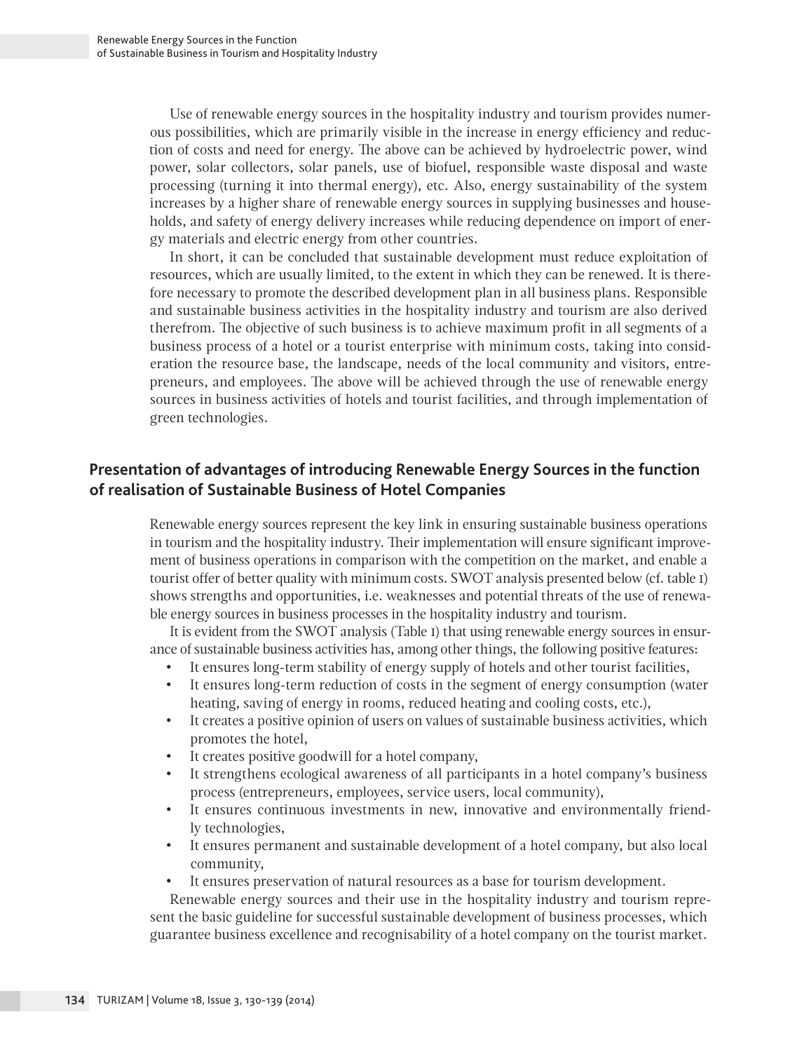Use of renewable energy sources in the hospitality industry and tourism provides numerous possibilities, which are primarily visible in the increase in energy efficiency and reduction of costs and need for energy. The above can be achieved by hydroelectric power, wind power, solar collectors, solar panels, use of biofuel, responsible waste disposal and waste processing (turning it into thermal energy), etc. Also, energy sustainability of the system increases by a higher share of renewable energy sources in supplying businesses and households, and safety of energy delivery increases while reducing dependence on import of energy materials and electric energy from other countries.

In short, it can be concluded that sustainable development must reduce exploitation of resources, which are usually limited, to the extent in which they can be renewed. It is therefore necessary to promote the described development plan in all business plans. Responsible and sustainable business activities in the hospitality industry and tourism are also derived therefrom. The objective of such business is to achieve maximum profit in all segments of a business process of a hotel or a tourist enterprise with minimum costs, taking into consideration the resource base, the landscape, needs of the local community and visitors, entrepreneurs, and employees. The above will be achieved through the use of renewable energy sources in business activities of hotels and tourist facilities, and through implementation of green technologies.

## Presentation of advantages of introducing Renewable Energy Sources in the function of realisation of Sustainable Business of Hotel Companies

Renewable energy sources represent the key link in ensuring sustainable business operations in tourism and the hospitality industry. Their implementation will ensure significant improvement of business operations in comparison with the competition on the market, and enable a tourist offer of better quality with minimum costs. SWOT analysis presented below (cf. table 1) shows strengths and opportunities, i.e. weaknesses and potential threats of the use of renewable energy sources in business processes in the hospitality industry and tourism.

It is evident from the SWOT analysis (Table 1) that using renewable energy sources in ensurance of sustainable business activities has, among other things, the following positive features:

- It ensures long-term stability of energy supply of hotels and other tourist facilities,
- It ensures long-term reduction of costs in the segment of energy consumption (water heating, saving of energy in rooms, reduced heating and cooling costs, etc.),
- It creates a positive opinion of users on values of sustainable business activities, which promotes the hotel,
- It creates positive goodwill for a hotel company,
- It strengthens ecological awareness of all participants in a hotel company's business process (entrepreneurs, employees, service users, local community),
- It ensures continuous investments in new, innovative and environmentally friendly technologies,
- It ensures permanent and sustainable development of a hotel company, but also local community,
- It ensures preservation of natural resources as a base for tourism development.

Renewable energy sources and their use in the hospitality industry and tourism represent the basic guideline for successful sustainable development of business processes, which guarantee business excellence and recognisability of a hotel company on the tourist market.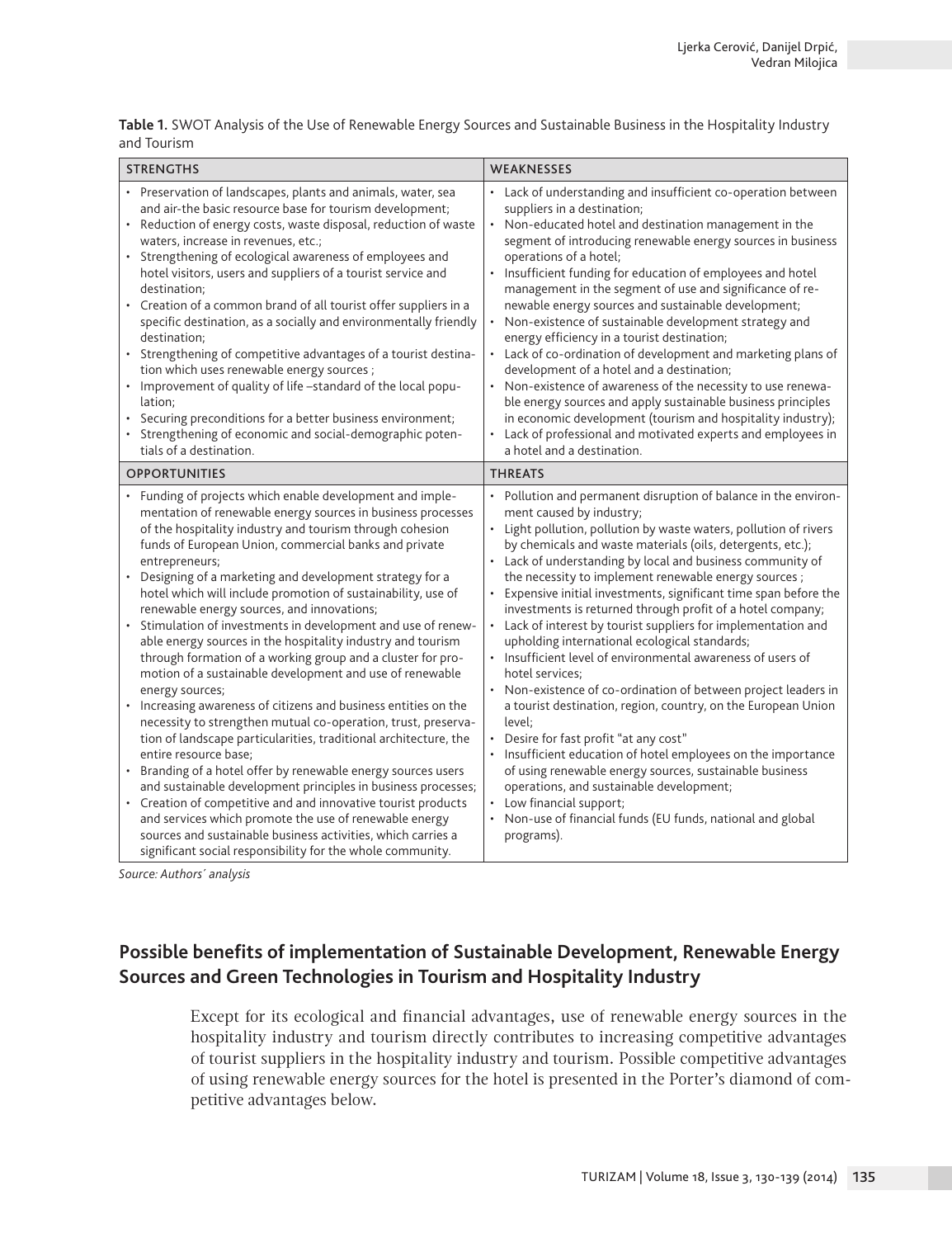**Table 1.** SWOT Analysis of the Use of Renewable Energy Sources and Sustainable Business in the Hospitality Industry and Tourism

| STRENGTHS | WEAKNESSES |
|---|---|
| • Preservation of landscapes, plants and animals, water, sea and air-the basic resource base for tourism development;<br>• Reduction of energy costs, waste disposal, reduction of waste waters, increase in revenues, etc.;<br>• Strengthening of ecological awareness of employees and hotel visitors, users and suppliers of a tourist service and destination;<br>• Creation of a common brand of all tourist offer suppliers in a specific destination, as a socially and environmentally friendly destination;<br>• Strengthening of competitive advantages of a tourist destination which uses renewable energy sources ;<br>• Improvement of quality of life –standard of the local population;<br>• Securing preconditions for a better business environment;<br>• Strengthening of economic and social-demographic potentials of a destination. | • Lack of understanding and insufficient co-operation between suppliers in a destination;<br>• Non-educated hotel and destination management in the segment of introducing renewable energy sources in business operations of a hotel;<br>• Insufficient funding for education of employees and hotel management in the segment of use and significance of renewable energy sources and sustainable development;<br>• Non-existence of sustainable development strategy and energy efficiency in a tourist destination;<br>• Lack of co-ordination of development and marketing plans of development of a hotel and a destination;<br>• Non-existence of awareness of the necessity to use renewable energy sources and apply sustainable business principles in economic development (tourism and hospitality industry);<br>• Lack of professional and motivated experts and employees in a hotel and a destination. |
| **OPPORTUNITIES** | **THREATS** |
| • Funding of projects which enable development and implementation of renewable energy sources in business processes of the hospitality industry and tourism through cohesion funds of European Union, commercial banks and private entrepreneurs;<br>• Designing of a marketing and development strategy for a hotel which will include promotion of sustainability, use of renewable energy sources, and innovations;<br>• Stimulation of investments in development and use of renewable energy sources in the hospitality industry and tourism through formation of a working group and a cluster for promotion of a sustainable development and use of renewable energy sources;<br>• Increasing awareness of citizens and business entities on the necessity to strengthen mutual co-operation, trust, preservation of landscape particularities, traditional architecture, the entire resource base;<br>• Branding of a hotel offer by renewable energy sources users and sustainable development principles in business processes;<br>• Creation of competitive and and innovative tourist products and services which promote the use of renewable energy sources and sustainable business activities, which carries a significant social responsibility for the whole community. | • Pollution and permanent disruption of balance in the environment caused by industry;<br>• Light pollution, pollution by waste waters, pollution of rivers by chemicals and waste materials (oils, detergents, etc.);<br>• Lack of understanding by local and business community of the necessity to implement renewable energy sources ;<br>• Expensive initial investments, significant time span before the investments is returned through profit of a hotel company;<br>• Lack of interest by tourist suppliers for implementation and upholding international ecological standards;<br>• Insufficient level of environmental awareness of users of hotel services;<br>• Non-existence of co-ordination of between project leaders in a tourist destination, region, country, on the European Union level;<br>• Desire for fast profit "at any cost"<br>• Insufficient education of hotel employees on the importance of using renewable energy sources, sustainable business operations, and sustainable development;<br>• Low financial support;<br>• Non-use of financial funds (EU funds, national and global programs). |

*Source: Authors´ analysis*

## Possible benefits of implementation of Sustainable Development, Renewable Energy Sources and Green Technologies in Tourism and Hospitality Industry

Except for its ecological and financial advantages, use of renewable energy sources in the hospitality industry and tourism directly contributes to increasing competitive advantages of tourist suppliers in the hospitality industry and tourism. Possible competitive advantages of using renewable energy sources for the hotel is presented in the Porter's diamond of competitive advantages below.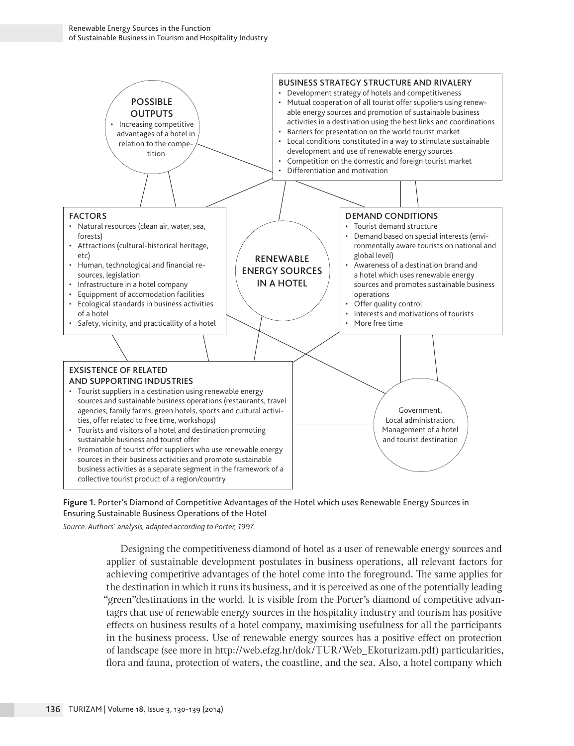POSSIBLE OUTPUTS

- Increasing competitive advantages of a hotel in relation to the competition

BUSINESS STRATEGY STRUCTURE AND RIVALERY

- Development strategy of hotels and competitiveness
- Mutual cooperation of all tourist offer suppliers using renewable energy sources and promotion of sustainable business activities in a destination using the best links and coordinations
- Barriers for presentation on the world tourist market
- Local conditions constituted in a way to stimulate sustainable development and use of renewable energy sources
- Competition on the domestic and foreign tourist market
- Differentiation and motivation

FACTORS

- Natural resources (clean air, water, sea, forests)
- Attractions (cultural-historical heritage, etc)
- Human, technological and financial resources, legislation
- Infrastructure in a hotel company
- Equippment of accomodation facilities
- Ecological standards in business activities of a hotel
- Safety, vicinity, and practicallity of a hotel

RENEWABLE ENERGY SOURCES IN A HOTEL

DEMAND CONDITIONS

- Tourist demand structure
- Demand based on special interests (environmentally aware tourists on national and global level)
- Awareness of a destination brand and a hotel which uses renewable energy sources and promotes sustainable business operations
- Offer quality control
- Interests and motivations of tourists
- More free time

EXSISTENCE OF RELATED AND SUPPORTING INDUSTRIES

- Tourist suppliers in a destination using renewable energy sources and sustainable business operations (restaurants, travel agencies, family farms, green hotels, sports and cultural activities, offer related to free time, workshops)
- Tourists and visitors of a hotel and destination promoting sustainable business and tourist offer
- Promotion of tourist offer suppliers who use renewable energy sources in their business activities and promote sustainable business activities as a separate segment in the framework of a collective tourist product of a region/country

Government, Local administration, Management of a hotel and tourist destination

**Figure 1.** Porter's Diamond of Competitive Advantages of the Hotel which uses Renewable Energy Sources in Ensuring Sustainable Business Operations of the Hotel

*Source: Authors' analysis, adapted according to Porter, 1997.*

Designing the competitiveness diamond of hotel as a user of renewable energy sources and applier of sustainable development postulates in business operations, all relevant factors for achieving competitive advantages of the hotel come into the foreground. The same applies for the destination in which it runs its business, and it is perceived as one of the potentially leading "green"destinations in the world. It is visible from the Porter's diamond of competitive advantagrs that use of renewable energy sources in the hospitality industry and tourism has positive effects on business results of a hotel company, maximising usefulness for all the participants in the business process. Use of renewable energy sources has a positive effect on protection of landscape (see more in http://web.efzg.hr/dok/TUR/Web_Ekoturizam.pdf) particularities, flora and fauna, protection of waters, the coastline, and the sea. Also, a hotel company which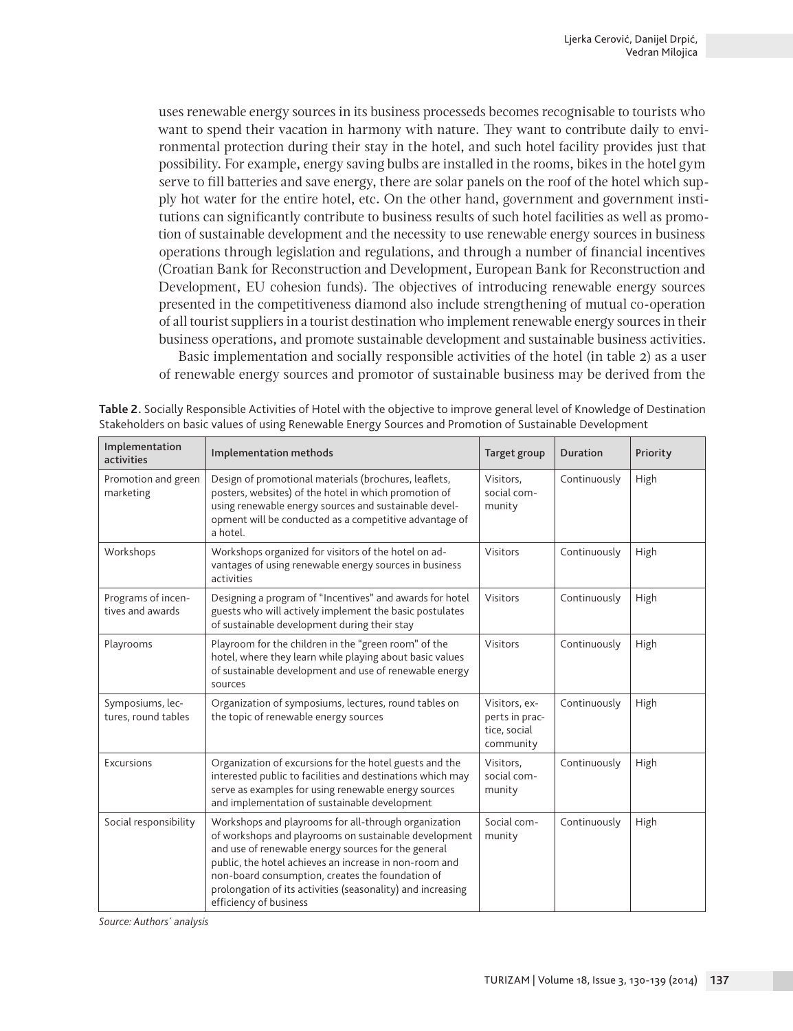uses renewable energy sources in its business processeds becomes recognisable to tourists who want to spend their vacation in harmony with nature. They want to contribute daily to environmental protection during their stay in the hotel, and such hotel facility provides just that possibility. For example, energy saving bulbs are installed in the rooms, bikes in the hotel gym serve to fill batteries and save energy, there are solar panels on the roof of the hotel which supply hot water for the entire hotel, etc. On the other hand, government and government institutions can significantly contribute to business results of such hotel facilities as well as promotion of sustainable development and the necessity to use renewable energy sources in business operations through legislation and regulations, and through a number of financial incentives (Croatian Bank for Reconstruction and Development, European Bank for Reconstruction and Development, EU cohesion funds). The objectives of introducing renewable energy sources presented in the competitiveness diamond also include strengthening of mutual co-operation of all tourist suppliers in a tourist destination who implement renewable energy sources in their business operations, and promote sustainable development and sustainable business activities.

Basic implementation and socially responsible activities of the hotel (in table 2) as a user of renewable energy sources and promotor of sustainable business may be derived from the

**Table 2.** Socially Responsible Activities of Hotel with the objective to improve general level of Knowledge of Destination Stakeholders on basic values of using Renewable Energy Sources and Promotion of Sustainable Development

| Implementation activities | Implementation methods | Target group | Duration | Priority |
|---|---|---|---|---|
| Promotion and green marketing | Design of promotional materials (brochures, leaflets, posters, websites) of the hotel in which promotion of using renewable energy sources and sustainable development will be conducted as a competitive advantage of a hotel. | Visitors, social community | Continuously | High |
| Workshops | Workshops organized for visitors of the hotel on advantages of using renewable energy sources in business activities | Visitors | Continuously | High |
| Programs of incentives and awards | Designing a program of "Incentives" and awards for hotel guests who will actively implement the basic postulates of sustainable development during their stay | Visitors | Continuously | High |
| Playrooms | Playroom for the children in the "green room" of the hotel, where they learn while playing about basic values of sustainable development and use of renewable energy sources | Visitors | Continuously | High |
| Symposiums, lectures, round tables | Organization of symposiums, lectures, round tables on the topic of renewable energy sources | Visitors, experts in practice, social community | Continuously | High |
| Excursions | Organization of excursions for the hotel guests and the interested public to facilities and destinations which may serve as examples for using renewable energy sources and implementation of sustainable development | Visitors, social community | Continuously | High |
| Social responsibility | Workshops and playrooms for all-through organization of workshops and playrooms on sustainable development and use of renewable energy sources for the general public, the hotel achieves an increase in non-room and non-board consumption, creates the foundation of prolongation of its activities (seasonality) and increasing efficiency of business | Social community | Continuously | High |

*Source: Authors´ analysis*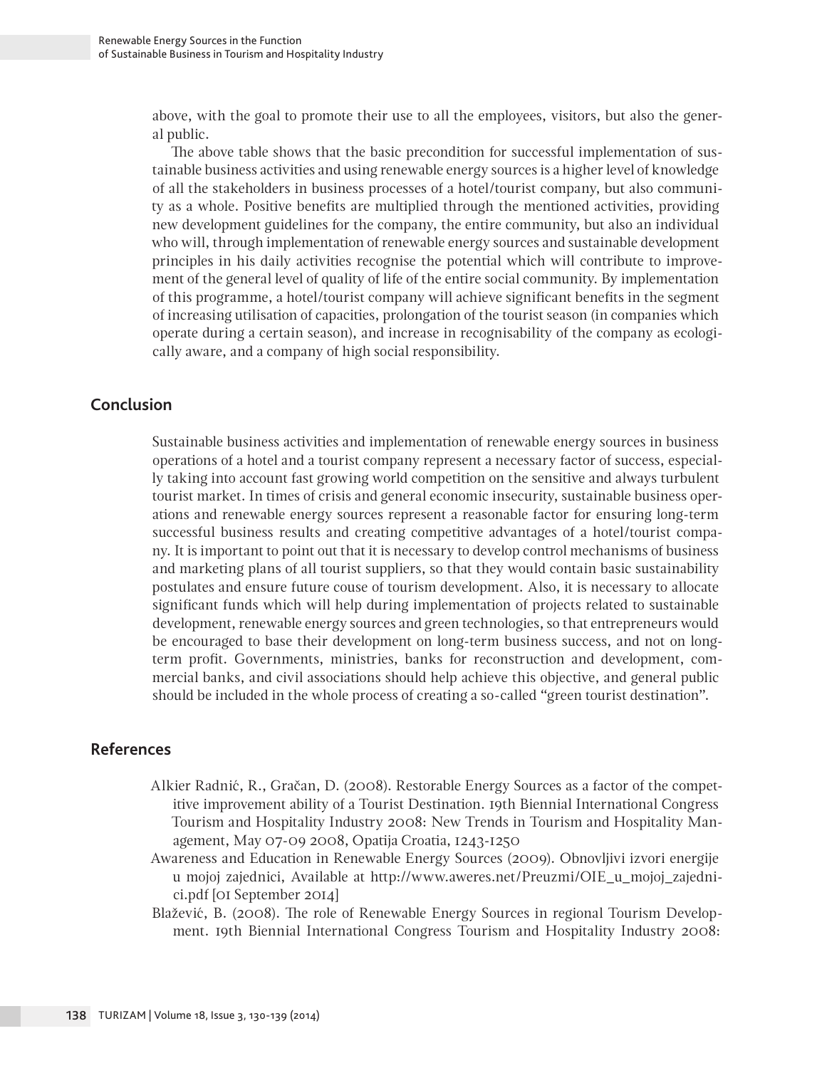above, with the goal to promote their use to all the employees, visitors, but also the general public.

The above table shows that the basic precondition for successful implementation of sustainable business activities and using renewable energy sources is a higher level of knowledge of all the stakeholders in business processes of a hotel/tourist company, but also community as a whole. Positive benefits are multiplied through the mentioned activities, providing new development guidelines for the company, the entire community, but also an individual who will, through implementation of renewable energy sources and sustainable development principles in his daily activities recognise the potential which will contribute to improvement of the general level of quality of life of the entire social community. By implementation of this programme, a hotel/tourist company will achieve significant benefits in the segment of increasing utilisation of capacities, prolongation of the tourist season (in companies which operate during a certain season), and increase in recognisability of the company as ecologically aware, and a company of high social responsibility.

## Conclusion

Sustainable business activities and implementation of renewable energy sources in business operations of a hotel and a tourist company represent a necessary factor of success, especially taking into account fast growing world competition on the sensitive and always turbulent tourist market. In times of crisis and general economic insecurity, sustainable business operations and renewable energy sources represent a reasonable factor for ensuring long-term successful business results and creating competitive advantages of a hotel/tourist company. It is important to point out that it is necessary to develop control mechanisms of business and marketing plans of all tourist suppliers, so that they would contain basic sustainability postulates and ensure future couse of tourism development. Also, it is necessary to allocate significant funds which will help during implementation of projects related to sustainable development, renewable energy sources and green technologies, so that entrepreneurs would be encouraged to base their development on long-term business success, and not on long-term profit. Governments, ministries, banks for reconstruction and development, commercial banks, and civil associations should help achieve this objective, and general public should be included in the whole process of creating a so-called "green tourist destination".

## References

Alkier Radnić, R., Gračan, D. (2008). Restorable Energy Sources as a factor of the competitive improvement ability of a Tourist Destination. 19th Biennial International Congress Tourism and Hospitality Industry 2008: New Trends in Tourism and Hospitality Management, May 07-09 2008, Opatija Croatia, 1243-1250

Awareness and Education in Renewable Energy Sources (2009). Obnovljivi izvori energije u mojoj zajednici, Available at http://www.aweres.net/Preuzmi/OIE_u_mojoj_zajednici.pdf [01 September 2014]

Blažević, B. (2008). The role of Renewable Energy Sources in regional Tourism Development. 19th Biennial International Congress Tourism and Hospitality Industry 2008: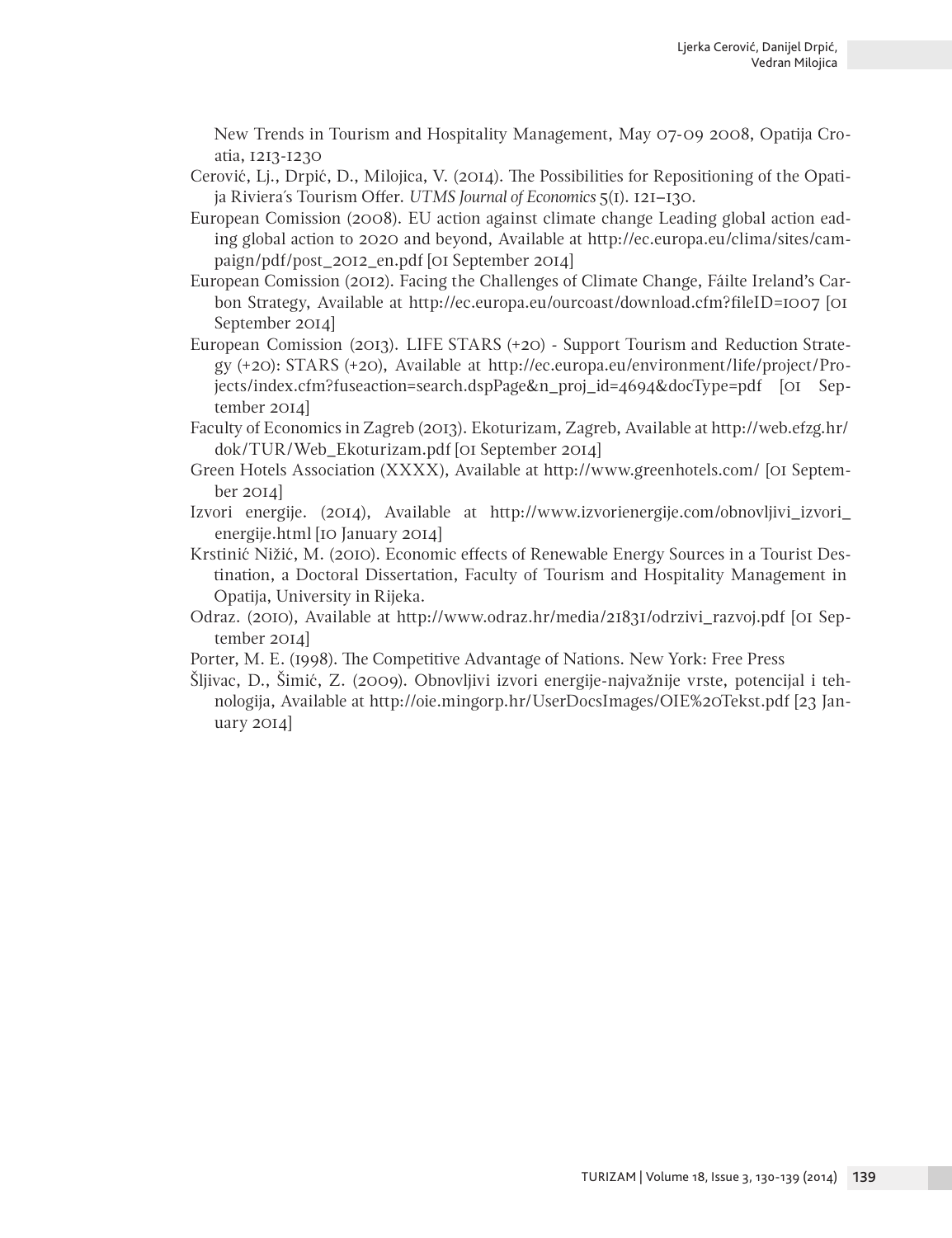New Trends in Tourism and Hospitality Management, May 07-09 2008, Opatija Croatia, 1213-1230

Cerović, Lj., Drpić, D., Milojica, V. (2014). The Possibilities for Repositioning of the Opatija Riviera's Tourism Offer. *UTMS Journal of Economics* 5(1). 121–130.

European Comission (2008). EU action against climate change Leading global action eading global action to 2020 and beyond, Available at http://ec.europa.eu/clima/sites/campaign/pdf/post_2012_en.pdf [01 September 2014]

European Comission (2012). Facing the Challenges of Climate Change, Fáilte Ireland's Carbon Strategy, Available at http://ec.europa.eu/ourcoast/download.cfm?fileID=1007 [01 September 2014]

European Comission (2013). LIFE STARS (+20) - Support Tourism and Reduction Strategy (+20): STARS (+20), Available at http://ec.europa.eu/environment/life/project/Projects/index.cfm?fuseaction=search.dspPage&n_proj_id=4694&docType=pdf [01 September 2014]

Faculty of Economics in Zagreb (2013). Ekoturizam, Zagreb, Available at http://web.efzg.hr/dok/TUR/Web_Ekoturizam.pdf [01 September 2014]

Green Hotels Association (XXXX), Available at http://www.greenhotels.com/ [01 September 2014]

Izvori energije. (2014), Available at http://www.izvorienergije.com/obnovljivi_izvori_energije.html [10 January 2014]

Krstinić Nižić, M. (2010). Economic effects of Renewable Energy Sources in a Tourist Destination, a Doctoral Dissertation, Faculty of Tourism and Hospitality Management in Opatija, University in Rijeka.

Odraz. (2010), Available at http://www.odraz.hr/media/21831/odrzivi_razvoj.pdf [01 September 2014]

Porter, M. E. (1998). The Competitive Advantage of Nations. New York: Free Press

Šljivac, D., Šimić, Z. (2009). Obnovljivi izvori energije-najvažnije vrste, potencijal i tehnologija, Available at http://oie.mingorp.hr/UserDocsImages/OIE%20Tekst.pdf [23 January 2014]